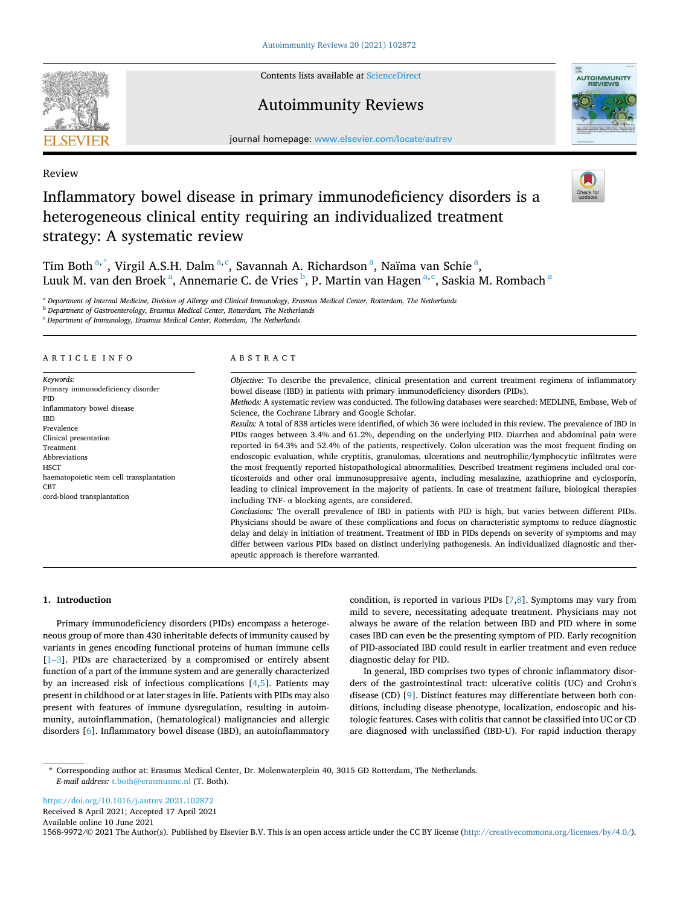Review

# Inflammatory bowel disease in primary immunodeficiency disorders is a heterogeneous clinical entity requiring an individualized treatment strategy: A systematic review

Tim Both [a,*], Virgil A.S.H. Dalm [a,c], Savannah A. Richardson [a], Naïma van Schie [a], Luuk M. van den Broek [a], Annemarie C. de Vries [b], P. Martin van Hagen [a,c], Saskia M. Rombach [a]

[a] Department of Internal Medicine, Division of Allergy and Clinical Immunology, Erasmus Medical Center, Rotterdam, The Netherlands
[b] Department of Gastroenterology, Erasmus Medical Center, Rotterdam, The Netherlands
[c] Department of Immunology, Erasmus Medical Center, Rotterdam, The Netherlands

## ARTICLE INFO

*Keywords:*
Primary immunodeficiency disorder
PID
Inflammatory bowel disease
IBD
Prevalence
Clinical presentation
Treatment
Abbreviations
HSCT
haematopoietic stem cell transplantation
CBT
cord-blood transplantation

## ABSTRACT

*Objective:* To describe the prevalence, clinical presentation and current treatment regimens of inflammatory bowel disease (IBD) in patients with primary immunodeficiency disorders (PIDs).

*Methods:* A systematic review was conducted. The following databases were searched: MEDLINE, Embase, Web of Science, the Cochrane Library and Google Scholar.

*Results:* A total of 838 articles were identified, of which 36 were included in this review. The prevalence of IBD in PIDs ranges between 3.4% and 61.2%, depending on the underlying PID. Diarrhea and abdominal pain were reported in 64.3% and 52.4% of the patients, respectively. Colon ulceration was the most frequent finding on endoscopic evaluation, while cryptitis, granulomas, ulcerations and neutrophilic/lymphocytic infiltrates were the most frequently reported histopathological abnormalities. Described treatment regimens included oral corticosteroids and other oral immunosuppressive agents, including mesalazine, azathioprine and cyclosporin, leading to clinical improvement in the majority of patients. In case of treatment failure, biological therapies including TNF- α blocking agents, are considered.

*Conclusions:* The overall prevalence of IBD in patients with PID is high, but varies between different PIDs. Physicians should be aware of these complications and focus on characteristic symptoms to reduce diagnostic delay and delay in initiation of treatment. Treatment of IBD in PIDs depends on severity of symptoms and may differ between various PIDs based on distinct underlying pathogenesis. An individualized diagnostic and therapeutic approach is therefore warranted.

## 1. Introduction

Primary immunodeficiency disorders (PIDs) encompass a heterogeneous group of more than 430 inheritable defects of immunity caused by variants in genes encoding functional proteins of human immune cells [1–3]. PIDs are characterized by a compromised or entirely absent function of a part of the immune system and are generally characterized by an increased risk of infectious complications [4,5]. Patients may present in childhood or at later stages in life. Patients with PIDs may also present with features of immune dysregulation, resulting in autoimmunity, autoinflammation, (hematological) malignancies and allergic disorders [6]. Inflammatory bowel disease (IBD), an autoinflammatory condition, is reported in various PIDs [7,8]. Symptoms may vary from mild to severe, necessitating adequate treatment. Physicians may not always be aware of the relation between IBD and PID where in some cases IBD can even be the presenting symptom of PID. Early recognition of PID-associated IBD could result in earlier treatment and even reduce diagnostic delay for PID.

In general, IBD comprises two types of chronic inflammatory disorders of the gastrointestinal tract: ulcerative colitis (UC) and Crohn's disease (CD) [9]. Distinct features may differentiate between both conditions, including disease phenotype, localization, endoscopic and histologic features. Cases with colitis that cannot be classified into UC or CD are diagnosed with unclassified (IBD-U). For rapid induction therapy

* Corresponding author at: Erasmus Medical Center, Dr. Molenwaterplein 40, 3015 GD Rotterdam, The Netherlands.
*E-mail address:* t.both@erasmusmc.nl (T. Both).

https://doi.org/10.1016/j.autrev.2021.102872
Received 8 April 2021; Accepted 17 April 2021
Available online 10 June 2021
1568-9972/© 2021 The Author(s). Published by Elsevier B.V. This is an open access article under the CC BY license (http://creativecommons.org/licenses/by/4.0/).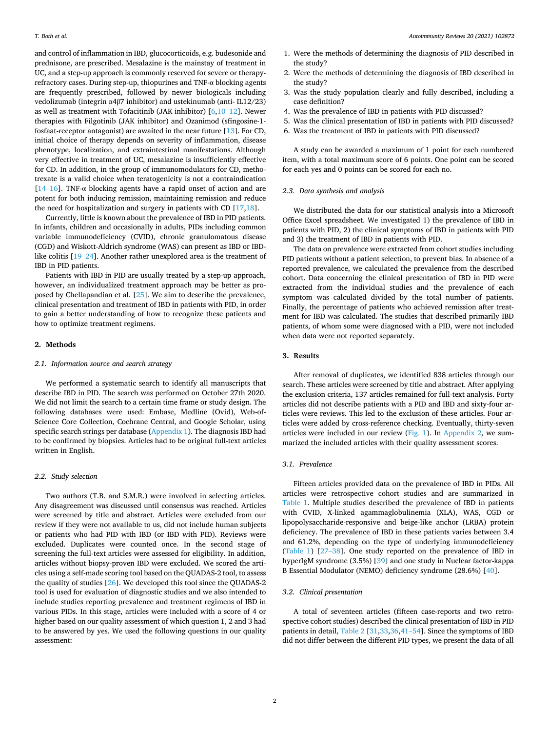and control of inflammation in IBD, glucocorticoids, e.g. budesonide and prednisone, are prescribed. Mesalazine is the mainstay of treatment in UC, and a step-up approach is commonly reserved for severe or therapy-refractory cases. During step-up, thiopurines and TNF-α blocking agents are frequently prescribed, followed by newer biologicals including vedolizumab (integrin α4β7 inhibitor) and ustekinumab (anti- IL12/23) as well as treatment with Tofacitinib (JAK inhibitor) [6,10–12]. Newer therapies with Filgotinib (JAK inhibitor) and Ozanimod (sfingosine-1-fosfaat-receptor antagonist) are awaited in the near future [13]. For CD, initial choice of therapy depends on severity of inflammation, disease phenotype, localization, and extraintestinal manifestations. Although very effective in treatment of UC, mesalazine is insufficiently effective for CD. In addition, in the group of immunomodulators for CD, methotrexate is a valid choice when teratogenicity is not a contraindication [14–16]. TNF-α blocking agents have a rapid onset of action and are potent for both inducing remission, maintaining remission and reduce the need for hospitalization and surgery in patients with CD [17,18].

Currently, little is known about the prevalence of IBD in PID patients. In infants, children and occasionally in adults, PIDs including common variable immunodeficiency (CVID), chronic granulomatous disease (CGD) and Wiskott-Aldrich syndrome (WAS) can present as IBD or IBD-like colitis [19–24]. Another rather unexplored area is the treatment of IBD in PID patients.

Patients with IBD in PID are usually treated by a step-up approach, however, an individualized treatment approach may be better as proposed by Chellapandian et al. [25]. We aim to describe the prevalence, clinical presentation and treatment of IBD in patients with PID, in order to gain a better understanding of how to recognize these patients and how to optimize treatment regimens.

## 2. Methods

### 2.1. Information source and search strategy

We performed a systematic search to identify all manuscripts that describe IBD in PID. The search was performed on October 27th 2020. We did not limit the search to a certain time frame or study design. The following databases were used: Embase, Medline (Ovid), Web-of-Science Core Collection, Cochrane Central, and Google Scholar, using specific search strings per database (Appendix 1). The diagnosis IBD had to be confirmed by biopsies. Articles had to be original full-text articles written in English.

### 2.2. Study selection

Two authors (T.B. and S.M.R.) were involved in selecting articles. Any disagreement was discussed until consensus was reached. Articles were screened by title and abstract. Articles were excluded from our review if they were not available to us, did not include human subjects or patients who had PID with IBD (or IBD with PID). Reviews were excluded. Duplicates were counted once. In the second stage of screening the full-text articles were assessed for eligibility. In addition, articles without biopsy-proven IBD were excluded. We scored the articles using a self-made scoring tool based on the QUADAS-2 tool, to assess the quality of studies [26]. We developed this tool since the QUADAS-2 tool is used for evaluation of diagnostic studies and we also intended to include studies reporting prevalence and treatment regimens of IBD in various PIDs. In this stage, articles were included with a score of 4 or higher based on our quality assessment of which question 1, 2 and 3 had to be answered by yes. We used the following questions in our quality assessment:

1. Were the methods of determining the diagnosis of PID described in the study?
2. Were the methods of determining the diagnosis of IBD described in the study?
3. Was the study population clearly and fully described, including a case definition?
4. Was the prevalence of IBD in patients with PID discussed?
5. Was the clinical presentation of IBD in patients with PID discussed?
6. Was the treatment of IBD in patients with PID discussed?

A study can be awarded a maximum of 1 point for each numbered item, with a total maximum score of 6 points. One point can be scored for each yes and 0 points can be scored for each no.

### 2.3. Data synthesis and analysis

We distributed the data for our statistical analysis into a Microsoft Office Excel spreadsheet. We investigated 1) the prevalence of IBD in patients with PID, 2) the clinical symptoms of IBD in patients with PID and 3) the treatment of IBD in patients with PID.

The data on prevalence were extracted from cohort studies including PID patients without a patient selection, to prevent bias. In absence of a reported prevalence, we calculated the prevalence from the described cohort. Data concerning the clinical presentation of IBD in PID were extracted from the individual studies and the prevalence of each symptom was calculated divided by the total number of patients. Finally, the percentage of patients who achieved remission after treatment for IBD was calculated. The studies that described primarily IBD patients, of whom some were diagnosed with a PID, were not included when data were not reported separately.

## 3. Results

After removal of duplicates, we identified 838 articles through our search. These articles were screened by title and abstract. After applying the exclusion criteria, 137 articles remained for full-text analysis. Forty articles did not describe patients with a PID and IBD and sixty-four articles were reviews. This led to the exclusion of these articles. Four articles were added by cross-reference checking. Eventually, thirty-seven articles were included in our review (Fig. 1). In Appendix 2, we summarized the included articles with their quality assessment scores.

### 3.1. Prevalence

Fifteen articles provided data on the prevalence of IBD in PIDs. All articles were retrospective cohort studies and are summarized in Table 1. Multiple studies described the prevalence of IBD in patients with CVID, X-linked agammaglobulinemia (XLA), WAS, CGD or lipopolysaccharide-responsive and beige-like anchor (LRBA) protein deficiency. The prevalence of IBD in these patients varies between 3.4 and 61.2%, depending on the type of underlying immunodeficiency (Table 1) [27–38]. One study reported on the prevalence of IBD in hyperIgM syndrome (3.5%) [39] and one study in Nuclear factor-kappa B Essential Modulator (NEMO) deficiency syndrome (28.6%) [40].

### 3.2. Clinical presentation

A total of seventeen articles (fifteen case-reports and two retrospective cohort studies) described the clinical presentation of IBD in PID patients in detail, Table 2 [31,33,36,41–54]. Since the symptoms of IBD did not differ between the different PID types, we present the data of all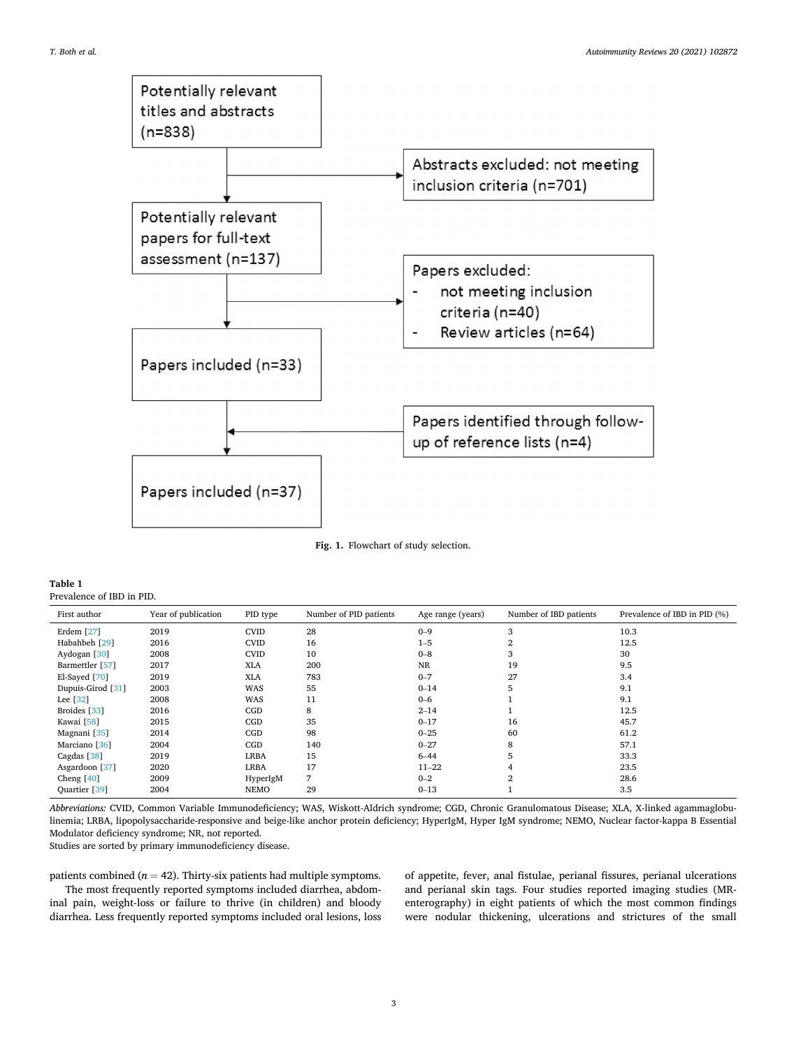Potentially relevant titles and abstracts (n=838)

Abstracts excluded: not meeting inclusion criteria (n=701)

Potentially relevant papers for full-text assessment (n=137)

Papers excluded:
- not meeting inclusion criteria (n=40)
- Review articles (n=64)

Papers included (n=33)

Papers identified through follow-up of reference lists (n=4)

Papers included (n=37)

**Fig. 1.** Flowchart of study selection.

**Table 1**
Prevalence of IBD in PID.

| First author | Year of publication | PID type | Number of PID patients | Age range (years) | Number of IBD patients | Prevalence of IBD in PID (%) |
|---|---|---|---|---|---|---|
| Erdem [27] | 2019 | CVID | 28 | 0–9 | 3 | 10.3 |
| Habahbeh [29] | 2016 | CVID | 16 | 1–5 | 2 | 12.5 |
| Aydogan [30] | 2008 | CVID | 10 | 0–8 | 3 | 30 |
| Barmettler [57] | 2017 | XLA | 200 | NR | 19 | 9.5 |
| El-Sayed [70] | 2019 | XLA | 783 | 0–7 | 27 | 3.4 |
| Dupuis-Girod [31] | 2003 | WAS | 55 | 0–14 | 5 | 9.1 |
| Lee [32] | 2008 | WAS | 11 | 0–6 | 1 | 9.1 |
| Broides [33] | 2016 | CGD | 8 | 2–14 | 1 | 12.5 |
| Kawai [58] | 2015 | CGD | 35 | 0–17 | 16 | 45.7 |
| Magnani [35] | 2014 | CGD | 98 | 0–25 | 60 | 61.2 |
| Marciano [36] | 2004 | CGD | 140 | 0–27 | 8 | 57.1 |
| Cagdas [38] | 2019 | LRBA | 15 | 6–44 | 5 | 33.3 |
| Asgardoon [37] | 2020 | LRBA | 17 | 11–22 | 4 | 23.5 |
| Cheng [40] | 2009 | HyperIgM | 7 | 0–2 | 2 | 28.6 |
| Quartier [39] | 2004 | NEMO | 29 | 0–13 | 1 | 3.5 |

*Abbreviations:* CVID, Common Variable Immunodeficiency; WAS, Wiskott-Aldrich syndrome; CGD, Chronic Granulomatous Disease; XLA, X-linked agammaglobulinemia; LRBA, lipopolysaccharide-responsive and beige-like anchor protein deficiency; HyperIgM, Hyper IgM syndrome; NEMO, Nuclear factor-kappa B Essential Modulator deficiency syndrome; NR, not reported.
Studies are sorted by primary immunodeficiency disease.

patients combined ($n = 42$). Thirty-six patients had multiple symptoms.

The most frequently reported symptoms included diarrhea, abdominal pain, weight-loss or failure to thrive (in children) and bloody diarrhea. Less frequently reported symptoms included oral lesions, loss of appetite, fever, anal fistulae, perianal fissures, perianal ulcerations and perianal skin tags. Four studies reported imaging studies (MR-enterography) in eight patients of which the most common findings were nodular thickening, ulcerations and strictures of the small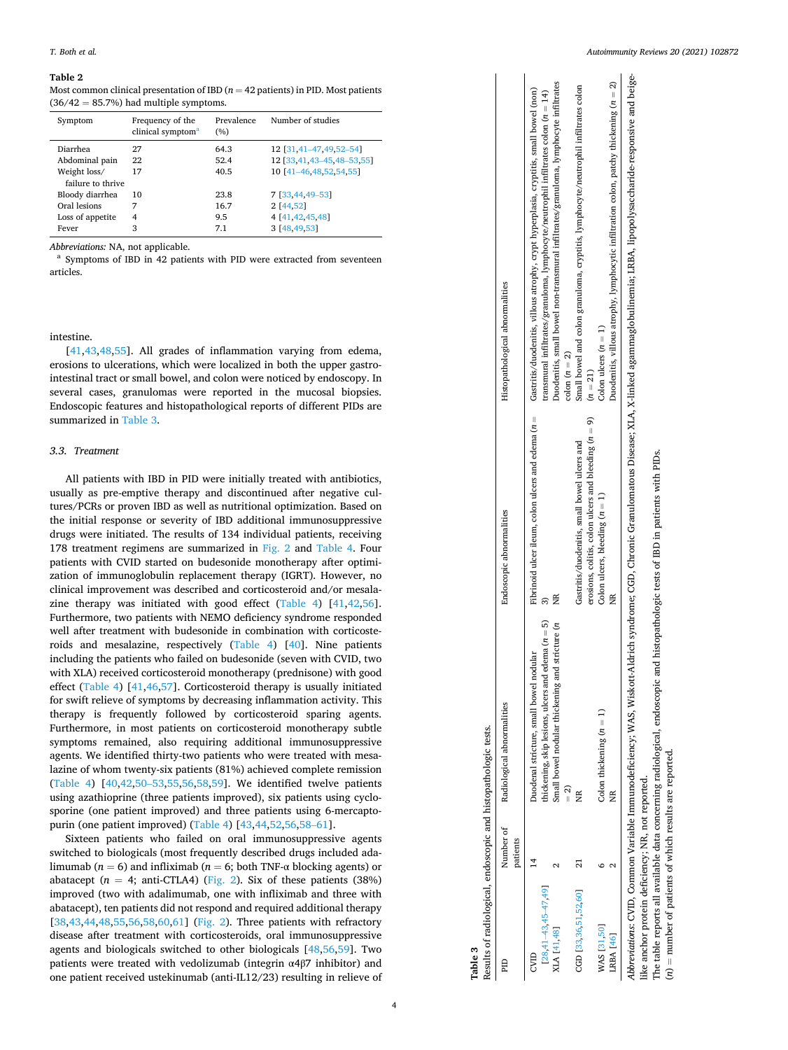**Table 2**
Most common clinical presentation of IBD ($n = 42$ patients) in PID. Most patients (36/42 = 85.7%) had multiple symptoms.

| Symptom | Frequency of the clinical symptom[a] | Prevalence (%) | Number of studies |
|---|---|---|---|
| Diarrhea | 27 | 64.3 | 12 [31,41–47,49,52–54] |
| Abdominal pain | 22 | 52.4 | 12 [33,41,43–45,48–53,55] |
| Weight loss/ failure to thrive | 17 | 40.5 | 10 [41–46,48,52,54,55] |
| Bloody diarrhea | 10 | 23.8 | 7 [33,44,49–53] |
| Oral lesions | 7 | 16.7 | 2 [44,52] |
| Loss of appetite | 4 | 9.5 | 4 [41,42,45,48] |
| Fever | 3 | 7.1 | 3 [48,49,53] |

*Abbreviations:* NA, not applicable.
[a] Symptoms of IBD in 42 patients with PID were extracted from seventeen articles.

intestine.

[41,43,48,55]. All grades of inflammation varying from edema, erosions to ulcerations, which were localized in both the upper gastrointestinal tract or small bowel, and colon were noticed by endoscopy. In several cases, granulomas were reported in the mucosal biopsies. Endoscopic features and histopathological reports of different PIDs are summarized in Table 3.

### 3.3. Treatment

All patients with IBD in PID were initially treated with antibiotics, usually as pre-emptive therapy and discontinued after negative cultures/PCRs or proven IBD as well as nutritional optimization. Based on the initial response or severity of IBD additional immunosuppressive drugs were initiated. The results of 134 individual patients, receiving 178 treatment regimens are summarized in Fig. 2 and Table 4. Four patients with CVID started on budesonide monotherapy after optimization of immunoglobulin replacement therapy (IGRT). However, no clinical improvement was described and corticosteroid and/or mesalazine therapy was initiated with good effect (Table 4) [41,42,56]. Furthermore, two patients with NEMO deficiency syndrome responded well after treatment with budesonide in combination with corticosteroids and mesalazine, respectively (Table 4) [40]. Nine patients including the patients who failed on budesonide (seven with CVID, two with XLA) received corticosteroid monotherapy (prednisone) with good effect (Table 4) [41,46,57]. Corticosteroid therapy is usually initiated for swift relieve of symptoms by decreasing inflammation activity. This therapy is frequently followed by corticosteroid sparing agents. Furthermore, in most patients on corticosteroid monotherapy subtle symptoms remained, also requiring additional immunosuppressive agents. We identified thirty-two patients who were treated with mesalazine of whom twenty-six patients (81%) achieved complete remission (Table 4) [40,42,50–53,55,56,58,59]. We identified twelve patients using azathioprine (three patients improved), six patients using cyclosporine (one patient improved) and three patients using 6-mercaptopurin (one patient improved) (Table 4) [43,44,52,56,58–61].

Sixteen patients who failed on oral immunosuppressive agents switched to biologicals (most frequently described drugs included adalimumab ($n = 6$) and infliximab ($n = 6$; both TNF-α blocking agents) or abatacept ($n = 4$; anti-CTLA4) (Fig. 2). Six of these patients (38%) improved (two with adalimumab, one with infliximab and three with abatacept), ten patients did not respond and required additional therapy [38,43,44,48,55,56,58,60,61] (Fig. 2). Three patients with refractory disease after treatment with corticosteroids, oral immunosuppressive agents and biologicals switched to other biologicals [48,56,59]. Two patients were treated with vedolizumab (integrin α4β7 inhibitor) and one patient received ustekinumab (anti-IL12/23) resulting in relieve of

**Table 3**
Results of radiological, endoscopic and histopathologic tests.

| PID | Number of patients | Radiological abnormalities | Endoscopic abnormalities | Histopathological abnormalities |
|---|---|---|---|---|
| CVID [28,41–43,45–47,49] | 14 | Duodenal stricture, small bowel nodular thickening, skip lesions, ulcers and edema ($n = 5$) | Fibrinoid ulcer ileum, colon ulcers and edema ($n = 3$) | Gastritis/duodenitis, villous atrophy, crypt hyperplasia, cryptitis, small bowel (non) transmural infiltrates/granuloma, lymphocyte/neutrophil infiltrates colon ($n = 14$) |
| XLA [41,48] | 2 | Small bowel nodular thickening and stricture ($n = 2$) | NR | Duodenitis, small bowel non-transmural infiltrates/granuloma, lymphocyte infiltrates colon ($n = 2$) |
| CGD [33,36,51,52,60] | 21 | NR | Gastritis/duodenitis, small bowel ulcers and erosions, colitis, colon ulcers and bleeding ($n = 9$) | Small bowel and colon granuloma, cryptitis, lymphocyte/neutrophil infiltrates colon ($n = 21$) |
| WAS [31,50] | 6 | Colon thickening ($n = 1$) | Colon ulcers, bleeding ($n = 1$) | Colon ulcers ($n = 1$) |
| LRBA [46] | 2 | NR | NR | Duodenitis, villous atrophy, lymphocytic infiltration colon, patchy thickening ($n = 2$) |

*Abbreviations:* CVID, Common Variable Immunodeficiency; WAS, Wiskott-Aldrich syndrome; CGD, Chronic Granulomatous Disease; XLA, X-linked agammaglobulinemia; LRBA, lipopolysaccharide-responsive and beige-like anchor protein deficiency; NR, not reported.
The table reports all available data concerning radiological, endoscopic and histopathologic tests of IBD in patients with PIDs.
($n$) = number of patients of which results are reported.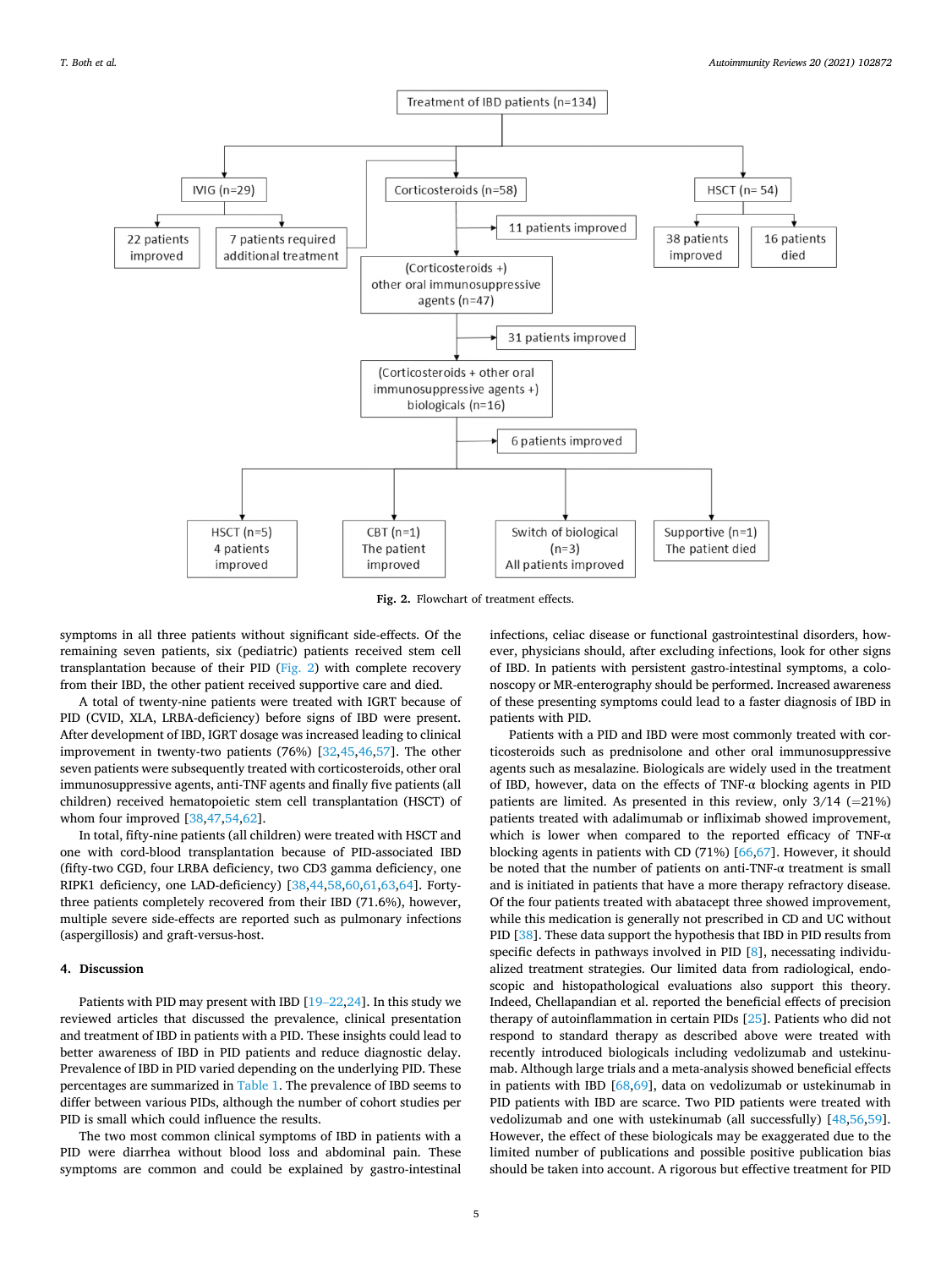Treatment of IBD patients (n=134)

- IVIG (n=29)
  - 22 patients improved
  - 7 patients required additional treatment
- Corticosteroids (n=58)
  - 11 patients improved
  - (Corticosteroids +) other oral immunosuppressive agents (n=47)
    - 31 patients improved
    - (Corticosteroids + other oral immunosuppressive agents +) biologicals (n=16)
      - 6 patients improved
      - HSCT (n=5) 4 patients improved
      - CBT (n=1) The patient improved
      - Switch of biological (n=3) All patients improved
      - Supportive (n=1) The patient died
- HSCT (n= 54)
  - 38 patients improved
  - 16 patients died

**Fig. 2.** Flowchart of treatment effects.

symptoms in all three patients without significant side-effects. Of the remaining seven patients, six (pediatric) patients received stem cell transplantation because of their PID (Fig. 2) with complete recovery from their IBD, the other patient received supportive care and died.

A total of twenty-nine patients were treated with IGRT because of PID (CVID, XLA, LRBA-deficiency) before signs of IBD were present. After development of IBD, IGRT dosage was increased leading to clinical improvement in twenty-two patients (76%) [32,45,46,57]. The other seven patients were subsequently treated with corticosteroids, other oral immunosuppressive agents, anti-TNF agents and finally five patients (all children) received hematopoietic stem cell transplantation (HSCT) of whom four improved [38,47,54,62].

In total, fifty-nine patients (all children) were treated with HSCT and one with cord-blood transplantation because of PID-associated IBD (fifty-two CGD, four LRBA deficiency, two CD3 gamma deficiency, one RIPK1 deficiency, one LAD-deficiency) [38,44,58,60,61,63,64]. Forty-three patients completely recovered from their IBD (71.6%), however, multiple severe side-effects are reported such as pulmonary infections (aspergillosis) and graft-versus-host.

## 4. Discussion

Patients with PID may present with IBD [19–22,24]. In this study we reviewed articles that discussed the prevalence, clinical presentation and treatment of IBD in patients with a PID. These insights could lead to better awareness of IBD in PID patients and reduce diagnostic delay. Prevalence of IBD in PID varied depending on the underlying PID. These percentages are summarized in Table 1. The prevalence of IBD seems to differ between various PIDs, although the number of cohort studies per PID is small which could influence the results.

The two most common clinical symptoms of IBD in patients with a PID were diarrhea without blood loss and abdominal pain. These symptoms are common and could be explained by gastro-intestinal infections, celiac disease or functional gastrointestinal disorders, however, physicians should, after excluding infections, look for other signs of IBD. In patients with persistent gastro-intestinal symptoms, a colonoscopy or MR-enterography should be performed. Increased awareness of these presenting symptoms could lead to a faster diagnosis of IBD in patients with PID.

Patients with a PID and IBD were most commonly treated with corticosteroids such as prednisolone and other oral immunosuppressive agents such as mesalazine. Biologicals are widely used in the treatment of IBD, however, data on the effects of TNF-α blocking agents in PID patients are limited. As presented in this review, only 3/14 (=21%) patients treated with adalimumab or infliximab showed improvement, which is lower when compared to the reported efficacy of TNF-α blocking agents in patients with CD (71%) [66,67]. However, it should be noted that the number of patients on anti-TNF-α treatment is small and is initiated in patients that have a more therapy refractory disease. Of the four patients treated with abatacept three showed improvement, while this medication is generally not prescribed in CD and UC without PID [38]. These data support the hypothesis that IBD in PID results from specific defects in pathways involved in PID [8], necessating individualized treatment strategies. Our limited data from radiological, endoscopic and histopathological evaluations also support this theory. Indeed, Chellapandian et al. reported the beneficial effects of precision therapy of autoinflammation in certain PIDs [25]. Patients who did not respond to standard therapy as described above were treated with recently introduced biologicals including vedolizumab and ustekinumab. Although large trials and a meta-analysis showed beneficial effects in patients with IBD [68,69], data on vedolizumab or ustekinumab in PID patients with IBD are scarce. Two PID patients were treated with vedolizumab and one with ustekinumab (all successfully) [48,56,59]. However, the effect of these biologicals may be exaggerated due to the limited number of publications and possible positive publication bias should be taken into account. A rigorous but effective treatment for PID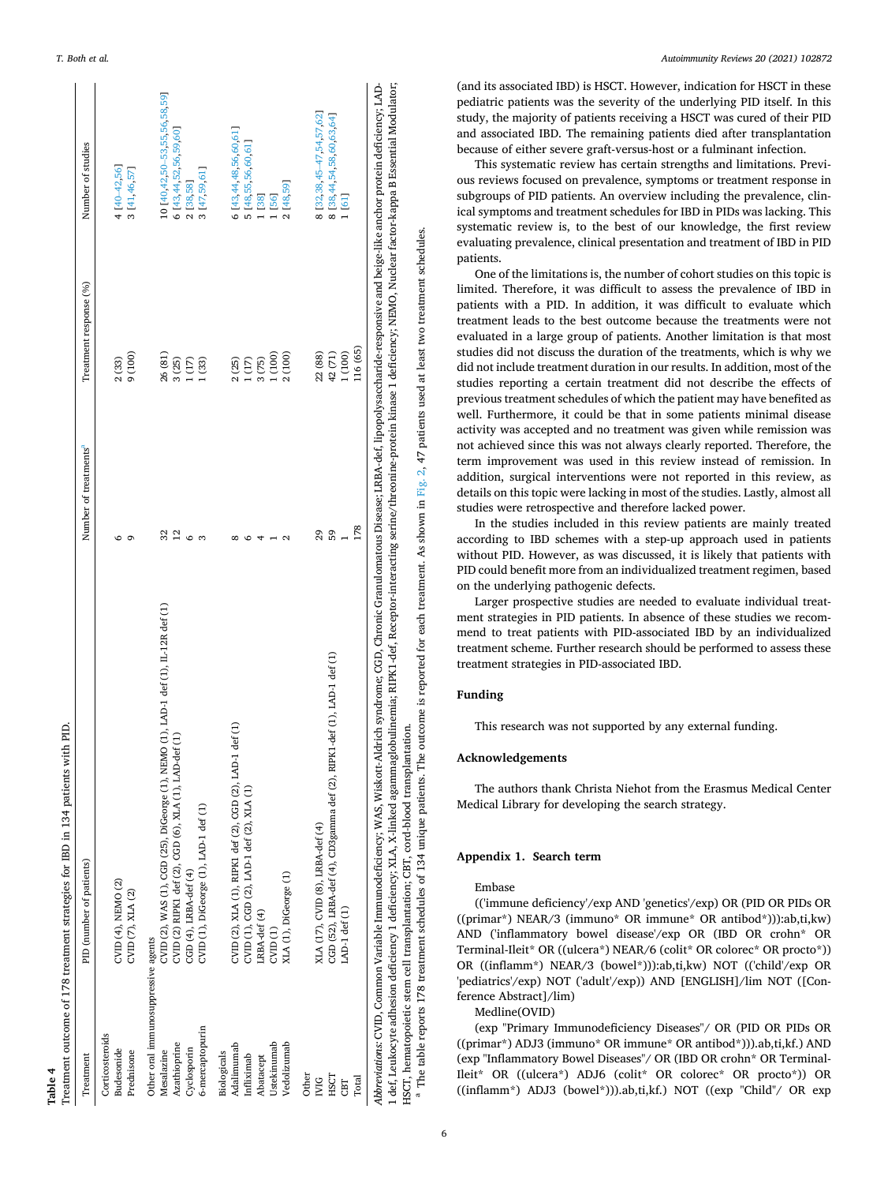**Table 4**
Treatment outcome of 178 treatment strategies for IBD in 134 patients with PID.

| Treatment | PID (number of patients) | Number of treatments[a] | Treatment response (%) | Number of studies |
|---|---|---|---|---|
| Corticosteroids | | | | |
| Budesonide | CVID (4), NEMO (2) | 6 | 2 (33) | 4 [40–42,56] |
| Prednisone | CVID (7), XLA (2) | 9 | 9 (100) | 3 [41,46,57] |
| Other oral immunosuppressive agents | | | | |
| Mesalazine | CVID (2), WAS (1), CGD (25), DiGeorge (1), NEMO (1), LAD-1 def (1), IL-12R def (1) | 32 | 26 (81) | 10 [40,42,50–53,55,56,58,59] |
| Azathioprine | CVID (2) RIPK1 def (2), CGD (6), XLA (1), LAD-def (1) | 12 | 3 (25) | 6 [43,44,52,56,59,60] |
| Cyclosporin | CGD (4), LRBA-def (4) | 6 | 1 (17) | 2 [38,58] |
| 6-mercaptopurin | CVID (1), DiGeorge (1), LAD-1 def (1) | 3 | 1 (33) | 3 [47,59,61] |
| Biologicals | | | | |
| Adalimumab | CVID (2), XLA (1), RIPK1 def (2), CGD (2), LAD-1 def (1) | 8 | 2 (25) | 6 [43,44,48,56,60,61] |
| Infliximab | CVID (1), CGD (2), LAD-1 def (2), XLA (1) | 6 | 1 (17) | 5 [48,55,56,60,61] |
| Abatacept | LRBA-def (4) | 4 | 3 (75) | 1 [38] |
| Ustekinumab | CVID (1) | 1 | 1 (100) | 1 [56] |
| Vedolizumab | XLA (1), DiGeorge (1) | 2 | 2 (100) | 2 [48,59] |
| Other | | | | |
| IVIG | XLA (17), CVID (8), LRBA-def (4) | 29 | 22 (88) | 8 [32,38,45–47,54,57,62] |
| HSCT | CGD (52), LRBA-def (4), CD3gamma def (2), RIPK1-def (1), LAD-1 def (1) | 59 | 42 (71) | 8 [38,44,54,58,60,63,64] |
| CBT | LAD-1 def (1) | 1 | 1 (100) | 1 [61] |
| Total | | 178 | 116 (65) | |

*Abbreviations:* CVID, Common Variable Immunodeficiency; WAS, Wiskott-Aldrich syndrome; CGD, Chronic Granulomatous Disease; LRBA-def, lipopolysaccharide-responsive and beige-like anchor protein deficiency; LAD-1 def, Leukocyte adhesion deficiency 1 deficiency; XLA, X-linked agammaglobulinemia; RIPK1-def, Receptor-interacting serine/threonine-protein kinase 1 deficiency; NEMO, Nuclear factor-kappa B Essential Modulator; HSCT, hematopoietic stem cell transplantation; CBT, cord-blood transplantation.

[a] The table reports 178 treatment schedules of 134 unique patients. The outcome is reported for each treatment. As shown in Fig. 2, 47 patients used at least two treatment schedules.

(and its associated IBD) is HSCT. However, indication for HSCT in these pediatric patients was the severity of the underlying PID itself. In this study, the majority of patients receiving a HSCT was cured of their PID and associated IBD. The remaining patients died after transplantation because of either severe graft-versus-host or a fulminant infection.

This systematic review has certain strengths and limitations. Previous reviews focused on prevalence, symptoms or treatment response in subgroups of PID patients. An overview including the prevalence, clinical symptoms and treatment schedules for IBD in PIDs was lacking. This systematic review is, to the best of our knowledge, the first review evaluating prevalence, clinical presentation and treatment of IBD in PID patients.

One of the limitations is, the number of cohort studies on this topic is limited. Therefore, it was difficult to assess the prevalence of IBD in patients with a PID. In addition, it was difficult to evaluate which treatment leads to the best outcome because the treatments were not evaluated in a large group of patients. Another limitation is that most studies did not discuss the duration of the treatments, which is why we did not include treatment duration in our results. In addition, most of the studies reporting a certain treatment did not describe the effects of previous treatment schedules of which the patient may have benefited as well. Furthermore, it could be that in some patients minimal disease activity was accepted and no treatment was given while remission was not achieved since this was not always clearly reported. Therefore, the term improvement was used in this review instead of remission. In addition, surgical interventions were not reported in this review, as details on this topic were lacking in most of the studies. Lastly, almost all studies were retrospective and therefore lacked power.

In the studies included in this review patients are mainly treated according to IBD schemes with a step-up approach used in patients without PID. However, as was discussed, it is likely that patients with PID could benefit more from an individualized treatment regimen, based on the underlying pathogenic defects.

Larger prospective studies are needed to evaluate individual treatment strategies in PID patients. In absence of these studies we recommend to treat patients with PID-associated IBD by an individualized treatment scheme. Further research should be performed to assess these treatment strategies in PID-associated IBD.

## Funding

This research was not supported by any external funding.

## Acknowledgements

The authors thank Christa Niehot from the Erasmus Medical Center Medical Library for developing the search strategy.

## Appendix 1. Search term

Embase

(('immune deficiency'/exp AND 'genetics'/exp) OR (PID OR PIDs OR ((primar*) NEAR/3 (immuno* OR immune* OR antibod*))):ab,ti,kw) AND ('inflammatory bowel disease'/exp OR (IBD OR crohn* OR Terminal-Ileit* OR ((ulcera*) NEAR/6 (colit* OR colorec* OR procto*)) OR ((inflamm*) NEAR/3 (bowel*))):ab,ti,kw) NOT (('child'/exp OR 'pediatrics'/exp) NOT ('adult'/exp)) AND [ENGLISH]/lim NOT ([Conference Abstract]/lim)

Medline(OVID)

(exp "Primary Immunodeficiency Diseases"/ OR (PID OR PIDs OR ((primar*) ADJ3 (immuno* OR immune* OR antibod*))).ab,ti,kf.) AND (exp "Inflammatory Bowel Diseases"/ OR (IBD OR crohn* OR Terminal-Ileit* OR ((ulcera*) ADJ6 (colit* OR colorec* OR procto*)) OR ((inflamm*) ADJ3 (bowel*))).ab,ti,kf.) NOT ((exp "Child"/ OR exp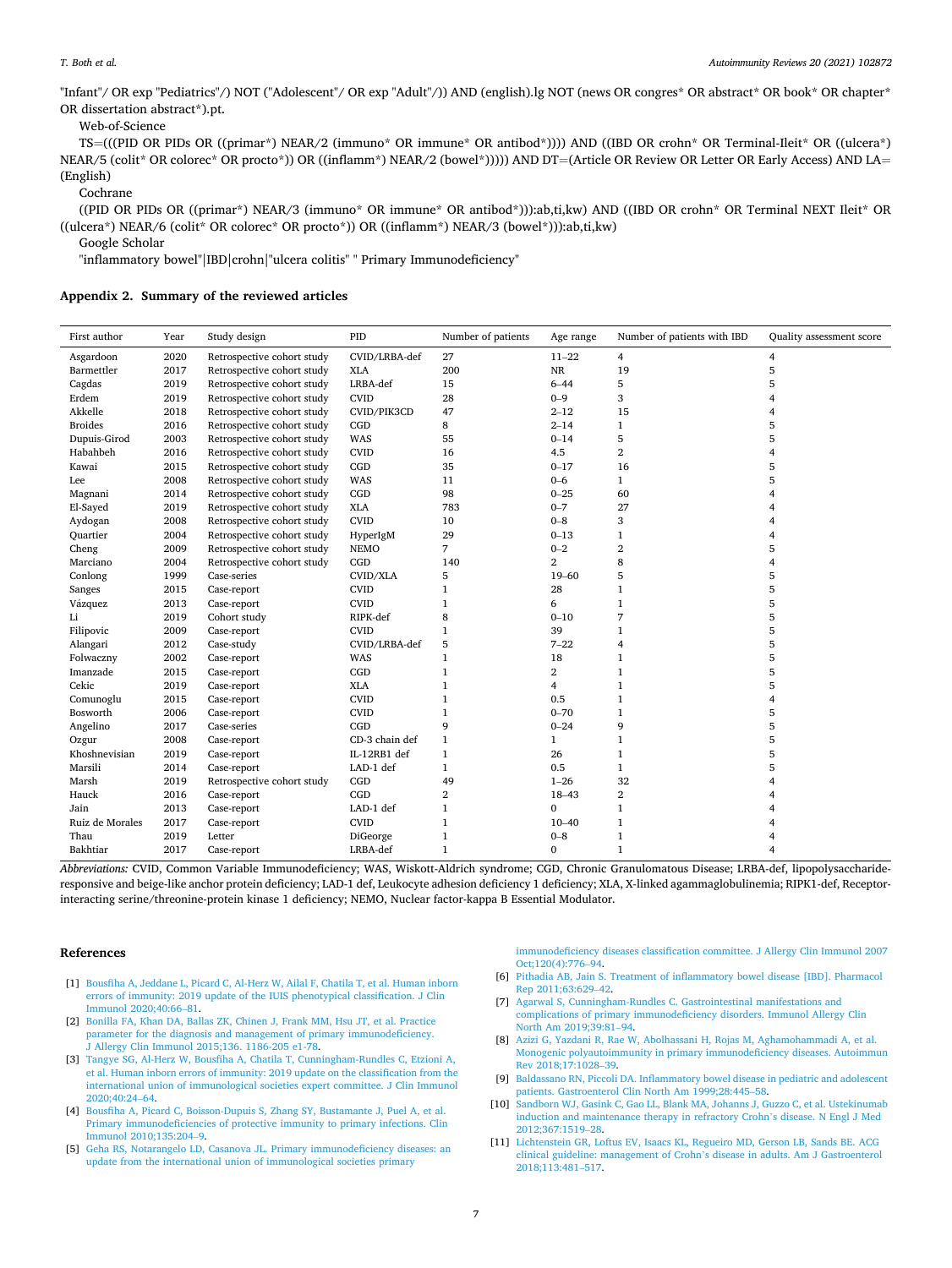"Infant"/ OR exp "Pediatrics"/) NOT ("Adolescent"/ OR exp "Adult"/)) AND (english).lg NOT (news OR congres* OR abstract* OR book* OR chapter* OR dissertation abstract*).pt.

Web-of-Science

TS=(((PID OR PIDs OR ((primar*) NEAR/2 (immuno* OR immune* OR antibod*)))) AND ((IBD OR crohn* OR Terminal-Ileit* OR ((ulcera*) NEAR/5 (colit* OR colorec* OR procto*)) OR ((inflamm*) NEAR/2 (bowel*))))) AND DT=(Article OR Review OR Letter OR Early Access) AND LA=(English)

Cochrane

((PID OR PIDs OR ((primar*) NEAR/3 (immuno* OR immune* OR antibod*))):ab,ti,kw) AND ((IBD OR crohn* OR Terminal NEXT Ileit* OR ((ulcera*) NEAR/6 (colit* OR colorec* OR procto*)) OR ((inflamm*) NEAR/3 (bowel*))):ab,ti,kw)

Google Scholar

"inflammatory bowel"|IBD|crohn|"ulcera colitis" " Primary Immunodeficiency"

## Appendix 2. Summary of the reviewed articles

| First author | Year | Study design | PID | Number of patients | Age range | Number of patients with IBD | Quality assessment score |
|---|---|---|---|---|---|---|---|
| Asgardoon | 2020 | Retrospective cohort study | CVID/LRBA-def | 27 | 11–22 | 4 | 4 |
| Barmettler | 2017 | Retrospective cohort study | XLA | 200 | NR | 19 | 5 |
| Cagdas | 2019 | Retrospective cohort study | LRBA-def | 15 | 6–44 | 5 | 5 |
| Erdem | 2019 | Retrospective cohort study | CVID | 28 | 0–9 | 3 | 4 |
| Akkelle | 2018 | Retrospective cohort study | CVID/PIK3CD | 47 | 2–12 | 15 | 4 |
| Broides | 2016 | Retrospective cohort study | CGD | 8 | 2–14 | 1 | 5 |
| Dupuis-Girod | 2003 | Retrospective cohort study | WAS | 55 | 0–14 | 5 | 5 |
| Habahbeh | 2016 | Retrospective cohort study | CVID | 16 | 4.5 | 2 | 4 |
| Kawai | 2015 | Retrospective cohort study | CGD | 35 | 0–17 | 16 | 5 |
| Lee | 2008 | Retrospective cohort study | WAS | 11 | 0–6 | 1 | 5 |
| Magnani | 2014 | Retrospective cohort study | CGD | 98 | 0–25 | 60 | 4 |
| El-Sayed | 2019 | Retrospective cohort study | XLA | 783 | 0–7 | 27 | 4 |
| Aydogan | 2008 | Retrospective cohort study | CVID | 10 | 0–8 | 3 | 4 |
| Quartier | 2004 | Retrospective cohort study | HyperIgM | 29 | 0–13 | 1 | 4 |
| Cheng | 2009 | Retrospective cohort study | NEMO | 7 | 0–2 | 2 | 5 |
| Marciano | 2004 | Retrospective cohort study | CGD | 140 | 2 | 8 | 4 |
| Conlong | 1999 | Case-series | CVID/XLA | 5 | 19–60 | 5 | 5 |
| Sanges | 2015 | Case-report | CVID | 1 | 28 | 1 | 5 |
| Vázquez | 2013 | Case-report | CVID | 1 | 6 | 1 | 5 |
| Li | 2019 | Cohort study | RIPK-def | 8 | 0–10 | 7 | 5 |
| Filipovic | 2009 | Case-report | CVID | 1 | 39 | 1 | 5 |
| Alangari | 2012 | Case-study | CVID/LRBA-def | 5 | 7–22 | 4 | 5 |
| Folwaczny | 2002 | Case-report | WAS | 1 | 18 | 1 | 5 |
| Imanzade | 2015 | Case-report | CGD | 1 | 2 | 1 | 5 |
| Cekic | 2019 | Case-report | XLA | 1 | 4 | 1 | 5 |
| Comunoglu | 2015 | Case-report | CVID | 1 | 0.5 | 1 | 4 |
| Bosworth | 2006 | Case-report | CVID | 1 | 0–70 | 1 | 5 |
| Angelino | 2017 | Case-series | CGD | 9 | 0–24 | 9 | 5 |
| Ozgur | 2008 | Case-report | CD-3 chain def | 1 | 1 | 1 | 5 |
| Khoshnevisian | 2019 | Case-report | IL-12RB1 def | 1 | 26 | 1 | 5 |
| Marsili | 2014 | Case-report | LAD-1 def | 1 | 0.5 | 1 | 5 |
| Marsh | 2019 | Retrospective cohort study | CGD | 49 | 1–26 | 32 | 4 |
| Hauck | 2016 | Case-report | CGD | 2 | 18–43 | 2 | 4 |
| Jain | 2013 | Case-report | LAD-1 def | 1 | 0 | 1 | 4 |
| Ruiz de Morales | 2017 | Case-report | CVID | 1 | 10–40 | 1 | 4 |
| Thau | 2019 | Letter | DiGeorge | 1 | 0–8 | 1 | 4 |
| Bakhtiar | 2017 | Case-report | LRBA-def | 1 | 0 | 1 | 4 |

*Abbreviations:* CVID, Common Variable Immunodeficiency; WAS, Wiskott-Aldrich syndrome; CGD, Chronic Granulomatous Disease; LRBA-def, lipopolysaccharide-responsive and beige-like anchor protein deficiency; LAD-1 def, Leukocyte adhesion deficiency 1 deficiency; XLA, X-linked agammaglobulinemia; RIPK1-def, Receptor-interacting serine/threonine-protein kinase 1 deficiency; NEMO, Nuclear factor-kappa B Essential Modulator.

## References

[1] Bousfiha A, Jeddane L, Picard C, Al-Herz W, Ailal F, Chatila T, et al. Human inborn errors of immunity: 2019 update of the IUIS phenotypical classification. J Clin Immunol 2020;40:66–81.

[2] Bonilla FA, Khan DA, Ballas ZK, Chinen J, Frank MM, Hsu JT, et al. Practice parameter for the diagnosis and management of primary immunodeficiency. J Allergy Clin Immunol 2015;136. 1186-205 e1-78.

[3] Tangye SG, Al-Herz W, Bousfiha A, Chatila T, Cunningham-Rundles C, Etzioni A, et al. Human inborn errors of immunity: 2019 update on the classification from the international union of immunological societies expert committee. J Clin Immunol 2020;40:24–64.

[4] Bousfiha A, Picard C, Boisson-Dupuis S, Zhang SY, Bustamante J, Puel A, et al. Primary immunodeficiencies of protective immunity to primary infections. Clin Immunol 2010;135:204–9.

[5] Geha RS, Notarangelo LD, Casanova JL. Primary immunodeficiency diseases: an update from the international union of immunological societies primary immunodeficiency diseases classification committee. J Allergy Clin Immunol 2007 Oct;120(4):776–94.

[6] Pithadia AB, Jain S. Treatment of inflammatory bowel disease [IBD]. Pharmacol Rep 2011;63:629–42.

[7] Agarwal S, Cunningham-Rundles C. Gastrointestinal manifestations and complications of primary immunodeficiency disorders. Immunol Allergy Clin North Am 2019;39:81–94.

[8] Azizi G, Yazdani R, Rae W, Abolhassani H, Rojas M, Aghamohammadi A, et al. Monogenic polyautoimmunity in primary immunodeficiency diseases. Autoimmun Rev 2018;17:1028–39.

[9] Baldassano RN, Piccoli DA. Inflammatory bowel disease in pediatric and adolescent patients. Gastroenterol Clin North Am 1999;28:445–58.

[10] Sandborn WJ, Gasink C, Gao LL, Blank MA, Johanns J, Guzzo C, et al. Ustekinumab induction and maintenance therapy in refractory Crohn's disease. N Engl J Med 2012;367:1519–28.

[11] Lichtenstein GR, Loftus EV, Isaacs KL, Regueiro MD, Gerson LB, Sands BE. ACG clinical guideline: management of Crohn's disease in adults. Am J Gastroenterol 2018;113:481–517.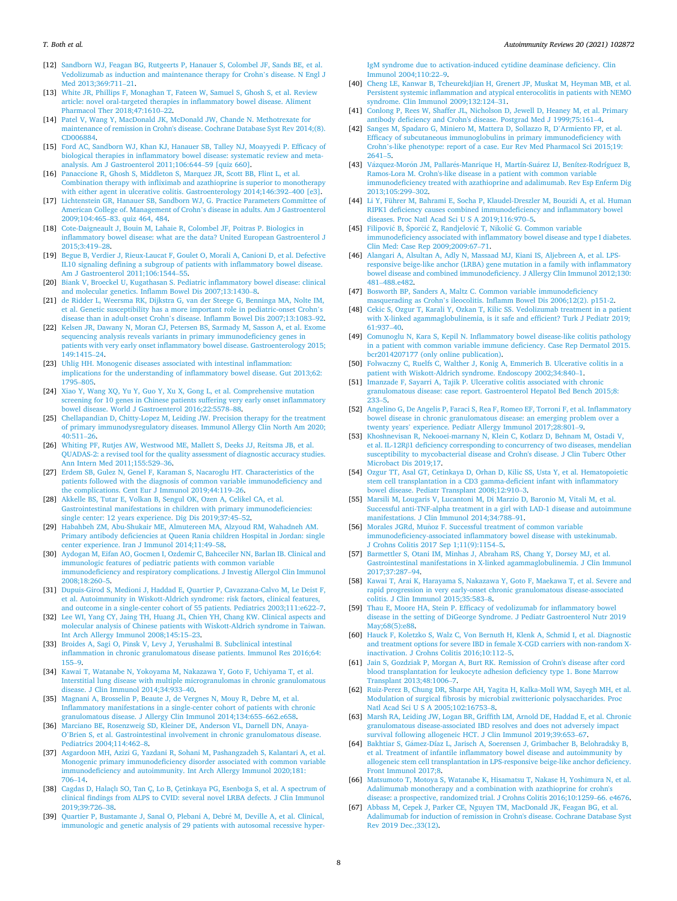[12] Sandborn WJ, Feagan BG, Rutgeerts P, Hanauer S, Colombel JF, Sands BE, et al. Vedolizumab as induction and maintenance therapy for Crohn's disease. N Engl J Med 2013;369:711–21.

[13] White JR, Phillips F, Monaghan T, Fateen W, Samuel S, Ghosh S, et al. Review article: novel oral-targeted therapies in inflammatory bowel disease. Aliment Pharmacol Ther 2018;47:1610–22.

[14] Patel V, Wang Y, MacDonald JK, McDonald JW, Chande N. Methotrexate for maintenance of remission in Crohn's disease. Cochrane Database Syst Rev 2014;(8). CD006884.

[15] Ford AC, Sandborn WJ, Khan KJ, Hanauer SB, Talley NJ, Moayyedi P. Efficacy of biological therapies in inflammatory bowel disease: systematic review and meta-analysis. Am J Gastroenterol 2011;106:644–59 [quiz 660].

[16] Panaccione R, Ghosh S, Middleton S, Marquez JR, Scott BB, Flint L, et al. Combination therapy with infliximab and azathioprine is superior to monotherapy with either agent in ulcerative colitis. Gastroenterology 2014;146:392–400 [e3].

[17] Lichtenstein GR, Hanauer SB, Sandborn WJ, G. Practice Parameters Committee of American College of. Management of Crohn's disease in adults. Am J Gastroenterol 2009;104:465–83. quiz 464, 484.

[18] Cote-Daigneault J, Bouin M, Lahaie R, Colombel JF, Poitras P. Biologics in inflammatory bowel disease: what are the data? United European Gastroenterol J 2015;3:419–28.

[19] Begue B, Verdier J, Rieux-Laucat F, Goulet O, Morali A, Canioni D, et al. Defective IL10 signaling defining a subgroup of patients with inflammatory bowel disease. Am J Gastroenterol 2011;106:1544–55.

[20] Biank V, Broeckel U, Kugathasan S. Pediatric inflammatory bowel disease: clinical and molecular genetics. Inflamm Bowel Dis 2007;13:1430–8.

[21] de Ridder L, Weersma RK, Dijkstra G, van der Steege G, Benninga MA, Nolte IM, et al. Genetic susceptibility has a more important role in pediatric-onset Crohn's disease than in adult-onset Crohn's disease. Inflamm Bowel Dis 2007;13:1083–92.

[22] Kelsen JR, Dawany N, Moran CJ, Petersen BS, Sarmady M, Sasson A, et al. Exome sequencing analysis reveals variants in primary immunodeficiency genes in patients with very early onset inflammatory bowel disease. Gastroenterology 2015;149:1415–24.

[23] Uhlig HH. Monogenic diseases associated with intestinal inflammation: implications for the understanding of inflammatory bowel disease. Gut 2013;62:1795–805.

[24] Xiao Y, Wang XQ, Yu Y, Guo Y, Xu X, Gong L, et al. Comprehensive mutation screening for 10 genes in Chinese patients suffering very early onset inflammatory bowel disease. World J Gastroenterol 2016;22:5578–88.

[25] Chellapandian D, Chitty-Lopez M, Leiding JW. Precision therapy for the treatment of primary immunodysregulatory diseases. Immunol Allergy Clin North Am 2020;40:511–26.

[26] Whiting PF, Rutjes AW, Westwood ME, Mallett S, Deeks JJ, Reitsma JB, et al. QUADAS-2: a revised tool for the quality assessment of diagnostic accuracy studies. Ann Intern Med 2011;155:529–36.

[27] Erdem SB, Gulez N, Genel F, Karaman S, Nacaroglu HT. Characteristics of the patients followed with the diagnosis of common variable immunodeficiency and the complications. Cent Eur J Immunol 2019;44:119–26.

[28] Akkelle BS, Tutar E, Volkan B, Sengul OK, Ozen A, Celikel CA, et al. Gastrointestinal manifestations in children with primary immunodeficiencies: single center: 12 years experience. Dig Dis 2019;37:45–52.

[29] Habahbeh ZM, Abu-Shukair ME, Almutereen MA, Alzyoud RM, Wahadneh AM. Primary antibody deficiencies at Queen Rania children Hospital in Jordan: single center experience. Iran J Immunol 2014;11:49–58.

[30] Aydogan M, Eifan AO, Gocmen I, Ozdemir C, Bahceciler NN, Barlan IB. Clinical and immunologic features of pediatric patients with common variable immunodeficiency and respiratory complications. J Investig Allergol Clin Immunol 2008;18:260–5.

[31] Dupuis-Girod S, Medioni J, Haddad E, Quartier P, Cavazzana-Calvo M, Le Deist F, et al. Autoimmunity in Wiskott-Aldrich syndrome: risk factors, clinical features, and outcome in a single-center cohort of 55 patients. Pediatrics 2003;111:e622–7.

[32] Lee WI, Yang CY, Jaing TH, Huang JL, Chien YH, Chang KW. Clinical aspects and molecular analysis of Chinese patients with Wiskott-Aldrich syndrome in Taiwan. Int Arch Allergy Immunol 2008;145:15–23.

[33] Broides A, Sagi O, Pinsk V, Levy J, Yerushalmi B. Subclinical intestinal inflammation in chronic granulomatous disease patients. Immunol Res 2016;64:155–9.

[34] Kawai T, Watanabe N, Yokoyama M, Nakazawa Y, Goto F, Uchiyama T, et al. Interstitial lung disease with multiple microgranulomas in chronic granulomatous disease. J Clin Immunol 2014;34:933–40.

[35] Magnani A, Brosselin P, Beaute J, de Vergnes N, Mouy R, Debre M, et al. Inflammatory manifestations in a single-center cohort of patients with chronic granulomatous disease. J Allergy Clin Immunol 2014;134:655–662.e658.

[36] Marciano BE, Rosenzweig SD, Kleiner DE, Anderson VL, Darnell DN, Anaya-O'Brien S, et al. Gastrointestinal involvement in chronic granulomatous disease. Pediatrics 2004;114:462–8.

[37] Asgardoon MH, Azizi G, Yazdani R, Sohani M, Pashangzadeh S, Kalantari A, et al. Monogenic primary immunodeficiency disorder associated with common variable immunodeficiency and autoimmunity. Int Arch Allergy Immunol 2020;181:706–14.

[38] Cagdas D, Halaçlı SO, Tan Ç, Lo B, Çetinkaya PG, Esenboğa S, et al. A spectrum of clinical findings from ALPS to CVID: several novel LRBA defects. J Clin Immunol 2019;39:726–38.

[39] Quartier P, Bustamante J, Sanal O, Plebani A, Debré M, Deville A, et al. Clinical, immunologic and genetic analysis of 29 patients with autosomal recessive hyper-IgM syndrome due to activation-induced cytidine deaminase deficiency. Clin Immunol 2004;110:22–9.

[40] Cheng LE, Kanwar B, Tcheurekdjian H, Grenert JP, Muskat M, Heyman MB, et al. Persistent systemic inflammation and atypical enterocolitis in patients with NEMO syndrome. Clin Immunol 2009;132:124–31.

[41] Conlong P, Rees W, Shaffer JL, Nicholson D, Jewell D, Heaney M, et al. Primary antibody deficiency and Crohn's disease. Postgrad Med J 1999;75:161–4.

[42] Sanges M, Spadaro G, Miniero M, Mattera D, Sollazzo R, D'Armiento FP, et al. Efficacy of subcutaneous immunoglobulins in primary immunodeficiency with Crohn's-like phenotype: report of a case. Eur Rev Med Pharmacol Sci 2015;19:2641–5.

[43] Vázquez-Morón JM, Pallarés-Manrique H, Martín-Suárez IJ, Benítez-Rodríguez B, Ramos-Lora M. Crohn's-like disease in a patient with common variable immunodeficiency treated with azathioprine and adalimumab. Rev Esp Enferm Dig 2013;105:299–302.

[44] Li Y, Führer M, Bahrami E, Socha P, Klaudel-Dreszler M, Bouzidi A, et al. Human RIPK1 deficiency causes combined immunodeficiency and inflammatory bowel diseases. Proc Natl Acad Sci U S A 2019;116:970–5.

[45] Filipović B, Šporčić Z, Randjelović T, Nikolić G. Common variable immunodeficiency associated with inflammatory bowel disease and type I diabetes. Clin Med: Case Rep 2009;2009:67–71.

[46] Alangari A, Alsultan A, Adly N, Massaad MJ, Kiani IS, Aljebreen A, et al. LPS-responsive beige-like anchor (LRBA) gene mutation in a family with inflammatory bowel disease and combined immunodeficiency. J Allergy Clin Immunol 2012;130:481–488.e482.

[47] Bosworth BP, Sanders A, Maltz C. Common variable immunodeficiency masquerading as Crohn's ileocolitis. Inflamm Bowel Dis 2006;12(2). p151-2.

[48] Cekic S, Ozgur T, Karali Y, Ozkan T, Kilic SS. Vedolizumab treatment in a patient with X-linked agammaglobulinemia, is it safe and efficient? Turk J Pediatr 2019;61:937–40.

[49] Comunoglu N, Kara S, Kepil N. Inflammatory bowel disease-like colitis pathology in a patient with common variable immune deficiency. Case Rep Dermatol 2015. bcr2014207177 (only online publication).

[50] Folwaczny C, Ruelfs C, Walther J, Konig A, Emmerich B. Ulcerative colitis in a patient with Wiskott-Aldrich syndrome. Endoscopy 2002;34:840–1.

[51] Imanzade F, Sayarri A, Tajik P. Ulcerative colitis associated with chronic granulomatous disease: case report. Gastroenterol Hepatol Bed Bench 2015;8:233–5.

[52] Angelino G, De Angelis P, Faraci S, Rea F, Romeo EF, Torroni F, et al. Inflammatory bowel disease in chronic granulomatous disease: an emerging problem over a twenty years' experience. Pediatr Allergy Immunol 2017;28:801–9.

[53] Khoshnevisan R, Nekooei-marnany N, Klein C, Kotlarz D, Behnam M, Ostadi V, et al. IL-12Rβ1 deficiency corresponding to concurrency of two diseases, mendelian susceptibility to mycobacterial disease and Crohn's disease. J Clin Tuberc Other Microbact Dis 2019;17.

[54] Ozgur TT, Asal GT, Cetinkaya D, Orhan D, Kilic SS, Usta Y, et al. Hematopoietic stem cell transplantation in a CD3 gamma-deficient infant with inflammatory bowel disease. Pediatr Transplant 2008;12:910–3.

[55] Marsili M, Lougaris V, Lucantoni M, Di Marzio D, Baronio M, Vitali M, et al. Successful anti-TNF-alpha treatment in a girl with LAD-1 disease and autoimmune manifestations. J Clin Immunol 2014;34:788–91.

[56] Morales JGRd, Muñoz F. Successful treatment of common variable immunodeficiency-associated inflammatory bowel disease with ustekinumab. J Crohns Colitis 2017 Sep 1;11(9):1154–5.

[57] Barmettler S, Otani IM, Minhas J, Abraham RS, Chang Y, Dorsey MJ, et al. Gastrointestinal manifestations in X-linked agammaglobulinemia. J Clin Immunol 2017;37:287–94.

[58] Kawai T, Arai K, Harayama S, Nakazawa Y, Goto F, Maekawa T, et al. Severe and rapid progression in very early-onset chronic granulomatous disease-associated colitis. J Clin Immunol 2015;35:583–8.

[59] Thau E, Moore HA, Stein P. Efficacy of vedolizumab for inflammatory bowel disease in the setting of DiGeorge Syndrome. J Pediatr Gastroenterol Nutr 2019 May;68(5):e88.

[60] Hauck F, Koletzko S, Walz C, Von Bernuth H, Klenk A, Schmid I, et al. Diagnostic and treatment options for severe IBD in female X-CGD carriers with non-random X-inactivation. J Crohns Colitis 2016;10:112–5.

[61] Jain S, Gozdziak P, Morgan A, Burt RK. Remission of Crohn's disease after cord blood transplantation for leukocyte adhesion deficiency type 1. Bone Marrow Transplant 2013;48:1006–7.

[62] Ruiz-Perez B, Chung DR, Sharpe AH, Yagita H, Kalka-Moll WM, Sayegh MH, et al. Modulation of surgical fibrosis by microbial zwitterionic polysaccharides. Proc Natl Acad Sci U S A 2005;102:16753–8.

[63] Marsh RA, Leiding JW, Logan BR, Griffith LM, Arnold DE, Haddad E, et al. Chronic granulomatous disease-associated IBD resolves and does not adversely impact survival following allogeneic HCT. J Clin Immunol 2019;39:653–67.

[64] Bakhtiar S, Gámez-Díaz L, Jarisch A, Soerensen J, Grimbacher B, Belohradsky B, et al. Treatment of infantile inflammatory bowel disease and autoimmunity by allogeneic stem cell transplantation in LPS-responsive beige-like anchor deficiency. Front Immunol 2017;8.

[66] Matsumoto T, Motoya S, Watanabe K, Hisamatsu T, Nakase H, Yoshimura N, et al. Adalimumab monotherapy and a combination with azathioprine for crohn's disease: a prospective, randomized trial. J Crohns Colitis 2016;10:1259–66. e4676.

[67] Abbass M, Cepek J, Parker CE, Nguyen TM, MacDonald JK, Feagan BG, et al. Adalimumab for induction of remission in Crohn's disease. Cochrane Database Syst Rev 2019 Dec.;33(12).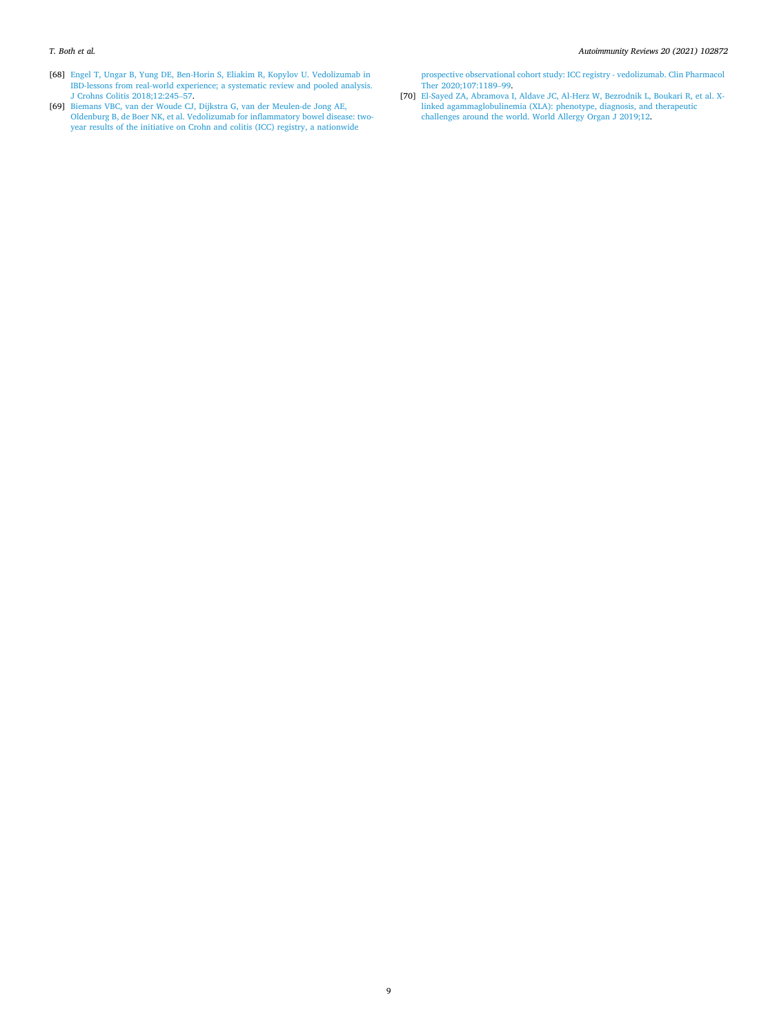[68] Engel T, Ungar B, Yung DE, Ben-Horin S, Eliakim R, Kopylov U. Vedolizumab in IBD-lessons from real-world experience; a systematic review and pooled analysis. J Crohns Colitis 2018;12:245–57.

[69] Biemans VBC, van der Woude CJ, Dijkstra G, van der Meulen-de Jong AE, Oldenburg B, de Boer NK, et al. Vedolizumab for inflammatory bowel disease: two-year results of the initiative on Crohn and colitis (ICC) registry, a nationwide prospective observational cohort study: ICC registry - vedolizumab. Clin Pharmacol Ther 2020;107:1189–99.

[70] El-Sayed ZA, Abramova I, Aldave JC, Al-Herz W, Bezrodnik L, Boukari R, et al. X-linked agammaglobulinemia (XLA): phenotype, diagnosis, and therapeutic challenges around the world. World Allergy Organ J 2019;12.